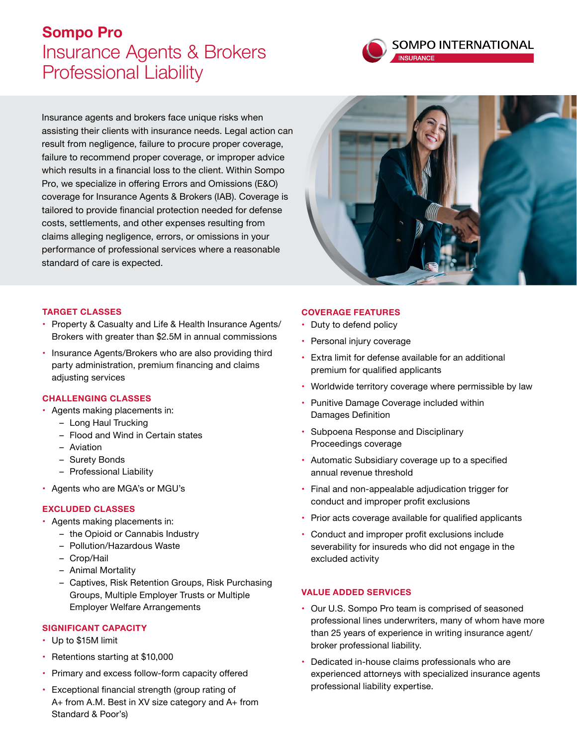# Sompo Pro

## Insurance Agents & Brokers Professional Liability

SOMPO INTERNATIONAL INSURANCE

Insurance agents and brokers face unique risks when assisting their clients with insurance needs. Legal action can result from negligence, failure to procure proper coverage, failure to recommend proper coverage, or improper advice which results in a financial loss to the client. Within Sompo Pro, we specialize in offering Errors and Omissions (E&O) coverage for Insurance Agents & Brokers (IAB). Coverage is tailored to provide financial protection needed for defense costs, settlements, and other expenses resulting from claims alleging negligence, errors, or omissions in your performance of professional services where a reasonable standard of care is expected.

### TARGET CLASSES

- Property & Casualty and Life & Health Insurance Agents/ Brokers with greater than $2.5M in annual commissions
- Insurance Agents/Brokers who are also providing third party administration, premium financing and claims adjusting services

### CHALLENGING CLASSES

- Agents making placements in:
  - Long Haul Trucking
  - Flood and Wind in Certain states
  - Aviation
  - Surety Bonds
  - Professional Liability
- Agents who are MGA's or MGU's

### EXCLUDED CLASSES

- Agents making placements in:
  - the Opioid or Cannabis Industry
  - Pollution/Hazardous Waste
  - Crop/Hail
  - Animal Mortality
  - Captives, Risk Retention Groups, Risk Purchasing Groups, Multiple Employer Trusts or Multiple Employer Welfare Arrangements

### SIGNIFICANT CAPACITY

- Up to $15M limit
- Retentions starting at $10,000
- Primary and excess follow-form capacity offered
- Exceptional financial strength (group rating of A+ from A.M. Best in XV size category and A+ from Standard & Poor's)

### COVERAGE FEATURES

- Duty to defend policy
- Personal injury coverage
- Extra limit for defense available for an additional premium for qualified applicants
- Worldwide territory coverage where permissible by law
- Punitive Damage Coverage included within Damages Definition
- Subpoena Response and Disciplinary Proceedings coverage
- Automatic Subsidiary coverage up to a specified annual revenue threshold
- Final and non-appealable adjudication trigger for conduct and improper profit exclusions
- Prior acts coverage available for qualified applicants
- Conduct and improper profit exclusions include severability for insureds who did not engage in the excluded activity

### VALUE ADDED SERVICES

- Our U.S. Sompo Pro team is comprised of seasoned professional lines underwriters, many of whom have more than 25 years of experience in writing insurance agent/ broker professional liability.
- Dedicated in-house claims professionals who are experienced attorneys with specialized insurance agents professional liability expertise.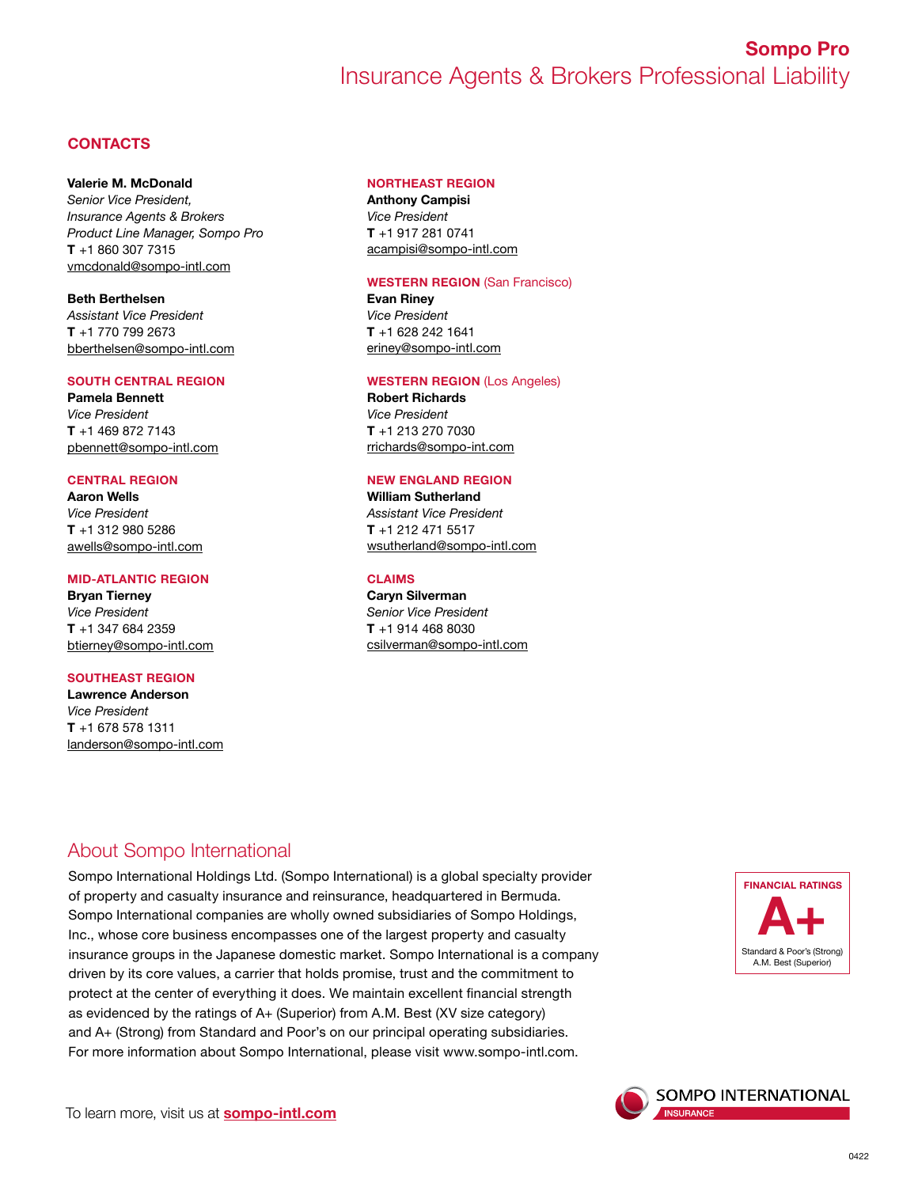## CONTACTS

**Valerie M. McDonald**
*Senior Vice President,*
*Insurance Agents & Brokers*
*Product Line Manager, Sompo Pro*
**T** +1 860 307 7315
vmcdonald@sompo-intl.com

**Beth Berthelsen**
*Assistant Vice President*
**T** +1 770 799 2673
bberthelsen@sompo-intl.com

**SOUTH CENTRAL REGION**
**Pamela Bennett**
*Vice President*
**T** +1 469 872 7143
pbennett@sompo-intl.com

**CENTRAL REGION**
**Aaron Wells**
*Vice President*
**T** +1 312 980 5286
awells@sompo-intl.com

**MID-ATLANTIC REGION**
**Bryan Tierney**
*Vice President*
**T** +1 347 684 2359
btierney@sompo-intl.com

**SOUTHEAST REGION**
**Lawrence Anderson**
*Vice President*
**T** +1 678 578 1311
landerson@sompo-intl.com

**NORTHEAST REGION**
**Anthony Campisi**
*Vice President*
**T** +1 917 281 0741
acampisi@sompo-intl.com

**WESTERN REGION** (San Francisco)
**Evan Riney**
*Vice President*
**T** +1 628 242 1641
eriney@sompo-intl.com

**WESTERN REGION** (Los Angeles)
**Robert Richards**
*Vice President*
**T** +1 213 270 7030
rrichards@sompo-int.com

**NEW ENGLAND REGION**
**William Sutherland**
*Assistant Vice President*
**T** +1 212 471 5517
wsutherland@sompo-intl.com

**CLAIMS**
**Caryn Silverman**
*Senior Vice President*
**T** +1 914 468 8030
csilverman@sompo-intl.com

## About Sompo International

Sompo International Holdings Ltd. (Sompo International) is a global specialty provider of property and casualty insurance and reinsurance, headquartered in Bermuda. Sompo International companies are wholly owned subsidiaries of Sompo Holdings, Inc., whose core business encompasses one of the largest property and casualty insurance groups in the Japanese domestic market. Sompo International is a company driven by its core values, a carrier that holds promise, trust and the commitment to protect at the center of everything it does. We maintain excellent financial strength as evidenced by the ratings of A+ (Superior) from A.M. Best (XV size category) and A+ (Strong) from Standard and Poor's on our principal operating subsidiaries. For more information about Sompo International, please visit www.sompo-intl.com.

**FINANCIAL RATINGS**
**A+**
Standard & Poor's (Strong)
A.M. Best (Superior)

To learn more, visit us at **sompo-intl.com**

SOMPO INTERNATIONAL
INSURANCE

0422